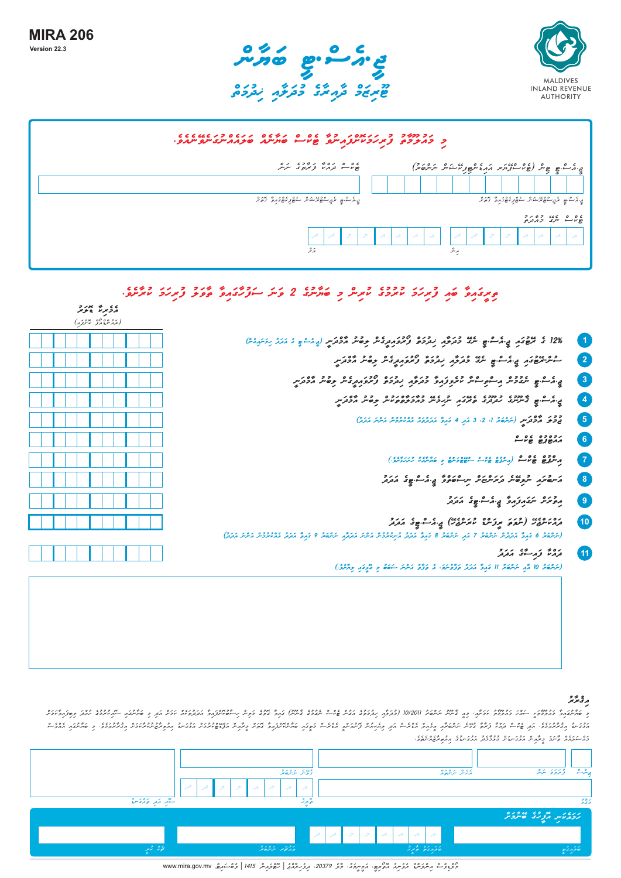# MIRA 206
**Version 22.3**

# ޖީ.އެސް.ޓީ ރިޓާން
## ޓޫރިޒަމް ދާއިރާގެ މުދަލާއި ޚިދުމަތް

MALDIVES INLAND REVENUE AUTHORITY

---

**މި މަޢުލޫމާތު ފުރިހަމަކުރަންވާނީ ޓެކްސް ޕޭޔަރ ރަޖިސްޓްރީވެފައިވާ ނަމުގައެވެ.**

| ޓީ.އައި.އެން (ޓެކްސްޕެޔަރ އައިޑެންޓިފިކޭޝަން ނަންބަރު) | ޓެކްސް ދައްކާ ފަރާތުގެ ނަން |
|---|---|
| | |
| ޖީ.އެސް.ޓީ ރަޖިސްޓްރޭޝަން ސެޓްފިކެޓްގައިވާ ގޮތަށް | ޖީ.އެސް.ޓީ ރަޖިސްޓްރޭޝަން ސެޓްފިކެޓްގައިވާ ގޮތަށް |

ޓެކްސް ނަގާ މުއްދަތު

| އިން | އަށް |
|---|---|
| ދ / ދ / މ / މ / އ / އ / އ / އ | ދ / ދ / މ / މ / އ / އ / އ / އ |

---

**ރިޓާން ފުރިހަމަ ކުރުމުގެ ގައިޑް މި ފޯމުގެ 2 ވަނަ ސަފްޙާގައި ލިބެން ހުންނާނެއެވެ.**

| # | ތަފްޞީލު | އަދަދު (ރުފިޔާއިން) |
|---|---|---|
| 1 | 12% ގެ ރޭޓުގައި ޖީ.އެސް.ޓީ ނަގާ މުދަލާއި ޚިދުމަތް ފޯރުކޮށްދީފައިވާ ވިޔަފާރީގެ އަގު (ޖީ.އެސް.ޓީގެ އަދަދު ހިމެނުމެއްނެތި) | |
| 2 | ސިފުރު ރޭޓުގައި ޖީ.އެސް.ޓީ ނަގާ މުދަލާއި ޚިދުމަތް ފޯރުކޮށްދީފައިވާ ވިޔަފާރީގެ އަގު | |
| 3 | ޖީ.އެސް.ޓީ ނެގުމުން އިސްތިސްނާ ކުރެވިފައިވާ މުދަލާއި ޚިދުމަތް ފޯރުކޮށްދީފައިވާ ވިޔަފާރީގެ އަގު | |
| 4 | ޖީ.އެސް.ޓީ ޤާނޫނުގެ ދާއިރާގެ ބޭރުގައިވާ މުޢާމަލާތްތަކުގެ ވިޔަފާރީގެ އަގު | |
| 5 | ޖުމްލަ އާމްދަނީ (ނަންބަރު 1، 2، 3 އަދި 4 ގައިވާ އަދަދުތައް އެއްކުރުމުން ލިބޭ އަދަދު) | |
| 6 | އައުޓްޕުޓް ޓެކްސް | |
| 7 | އިންޕުޓް ޓެކްސް (އިންޕުޓް ޓެކްސް ކްލެއިމްކުރެވޭނީ މި ބަޔާންކޮށްފައިވާ ގޮތުގެމަތިން) | |
| 8 | އަސާސީ ރޮނގުން ދައްކަންޖެހޭ ޖީ.އެސް.ޓީގެ އަދަދު | |
| 9 | އިތުރަށް ނަގައިފައިވާ ޖީ.އެސް.ޓީގެ އަދަދު | |
| 10 | ދައްކަންޖެހޭ (ނުވަތަ ރިފަންޑް ކުރަންޖެހޭ) ޖީ.އެސް.ޓީގެ އަދަދު (ނަންބަރު 6 ގައިވާ އަދަދުން ނަންބަރު 7 އަދި ނަންބަރު 8 ގައިވާ އަދަދު އުނިކުރުމުން އަދި ނަންބަރު 9 ގައިވާ އަދަދު އެއްކުރުމުން ލިބޭ އަދަދު) | |
| 11 | ދައްކާ ޖުމްލަ އަދަދު (ނަންބަރު 10 އާއި ނަންބަރު 11 ގައިވާ އަދަދު ތަފާތުވާނަމަ، އެ ތަފާތަށް ސަބަބު މި ބޮކްސްގައި ލިޔުއްވާ.) | |

---

**އިޤްރާރު**

މި ބަޔާނުގައިވާ މަޢުލޫމާތަކީ ތެދު، ފުރިހަމަ މަޢުލޫމާތެވެ. މި ރިޓާން ފުރިހަމަކޮށްފައިވަނީ ޤާނޫނު ނަންބަރު 10/2011 (ޖެނެރަލް ގުޑްސް އެންޑް ސަރވިސަސް ޓެކްސް ޤާނޫނު) އާއި އެ ޤާނޫނުގެ ދަށުން ހަދާފައިވާ ގަވާއިދުތަކާ އެއްގޮތަށެވެ. އަދި ދޮގު ނުވަތަ ފުރިހަމަ ނޫން މަޢުލޫމާތު ހުށަހެޅުމަކީ ޤާނޫނާ ޚިލާފު ކަމެއްކަން އަހަރެންނަށް އެނގެއެވެ.

| ނަން | ފޯނު ނަންބަރު | އައިޑީ ކާޑު ނަންބަރު | ސޮއި އަދި ތައްގަނޑު |
|---|---|---|---|
| | | | |
| މަޤާމު | | ތާރީޚު (ދ ދ / މ މ / އ އ އ އ) | |

**ހަމައެކަނި އޮފީހުގެ ބޭނުމަށް**

| ރިސީވް ކުރި | ރިސީވް ކުރި ތާރީޚު | ރިފަރެންސް ނަންބަރު | ސޮއި |
|---|---|---|---|
| | ދ ދ / މ މ / އ އ އ އ | | |

www.mira.gov.mv | 1415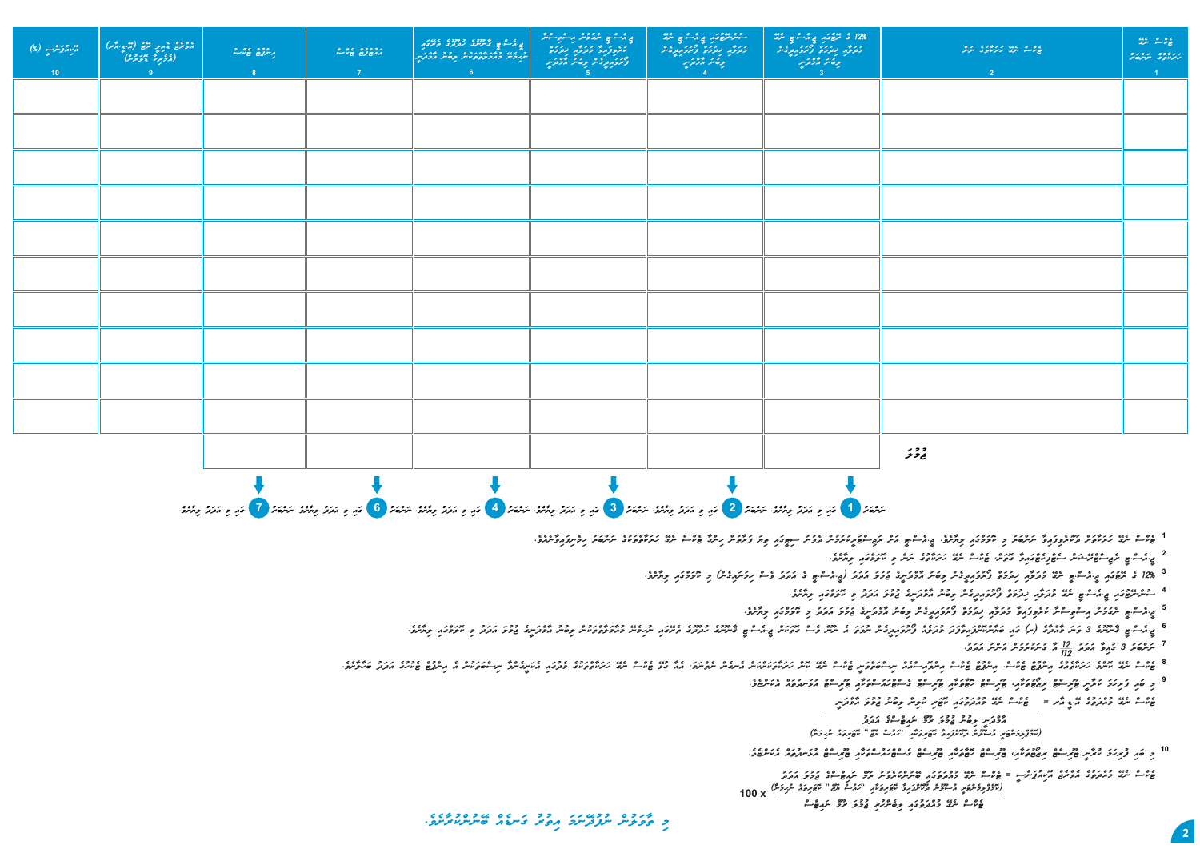| (%) 10 | 9 | 8 | 7 | 6 | 5 | 4 | 12% 3 | 2 | 1 |
|---|---|---|---|---|---|---|---|---|---|
| | | | | | | | | | |
| | | | | | | | | | |
| | | | | | | | | | |
| | | | | | | | | | |
| | | | | | | | | | |
| | | | | | | | | | |
| | | | | | | | | | |
| | | | | | | | | | |
| | | | | | | | | | |
| | | | | | | | | | |
| | | | | | | | | ޖުމްލަ | |

7 ← 6 ← 4 ← 3 ← 2 ← 1

$$100 \times$$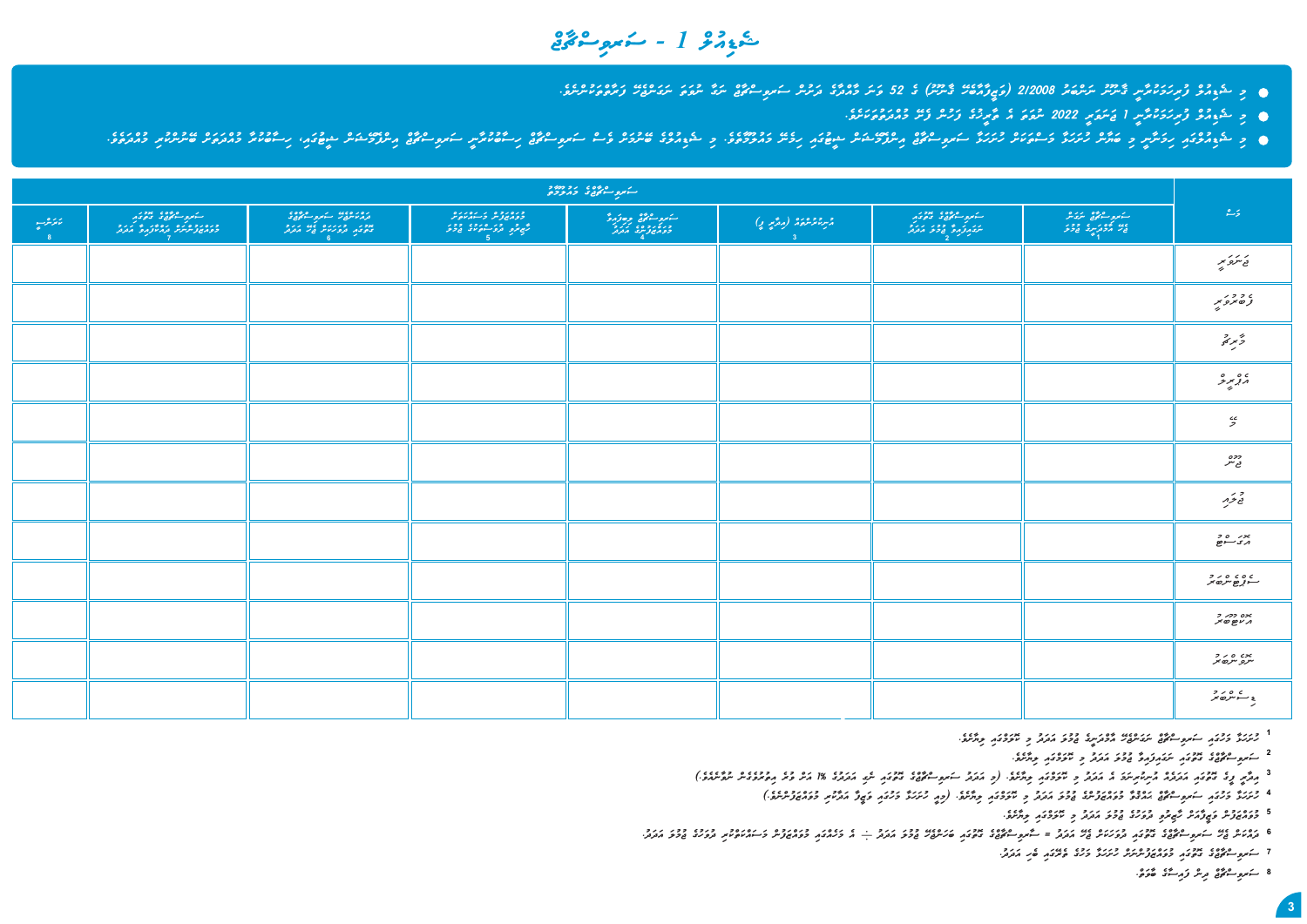# ޝީޓް 1 - ސަރވިސްޗާޖް

- މި ޝީޓުގައި ފުރިހަމަކުރާނީ ޤާނޫނު ނަންބަރު 2/2008 (ޓޫރިޒަމް ޤާނޫނު) ގެ 52 ވަނަ މާއްދާގެ ދަށުން ސަރވިސްޗާޖު ނަގާ ނުވަތަ ނަގަންޖެހޭ ފަރާތްތަކުންނެވެ.
- މި ޝީޓު ފުރިހަމަކުރާނީ 1 ޖަނަވަރީ 2022 ނުވަތަ އޭގެ ފަހުން ފަށާ މުއްދަތުތަކަށެވެ.
- މި ޝީޓުގައި ހިމަނަންވީ މި ބައިން ހުށަހަޅާ ޓެކްސް މުއްދަތުގެ ސަރވިސްޗާޖު އިންވޮއިސްކޮށް ސެޓްލްކުރި ހިސާބު މަހުން މަހަށެވެ. މި ޝީޓުގެ ބޭނުމަށް ސަރވިސްޗާޖު ހިސާބުކުރުމުގައި ސަރވިސްޗާޖު އިންވޮއިސްކުރެވޭ ސެޓްލްމަންޓް، ހިސާބުކުރާ މުއްދަތުގެ ބޭސްއަށް މުއްދަތެވެ.

| މަސް | ސަރވިސްޗާޖުގެ މަޢުލޫމާތު | | | | | | | |
|---|---|---|---|---|---|---|---|---|
| | ސަރވިސްޗާޖު ނަގަން ޖެހޭ އާމްދަނީގެ ޖުމްލަ [1] | ސަރވިސްޗާޖުގެ ގޮތުގައި ނަގައިފައިވާ ޖުމްލަ އަދަދު [2] | ޑިސްކައުންޓުގެ (އިންޗި ޕީ) [3] | ސަރވިސްޗާޖު ނިސްބަތްވާ މުއާމަލާތުގެ އަގު [4] | މުއާމަލާތުން ޖަމާކުރެވުނު ސަރވިސްޗާޖުގެ ޖުމްލަ [5] | އެހެނިހެން ސަރވިސްޗާޖުގެ ގޮތުގައި ދައްކަންޖެހޭ އަދަދު [6] | ސަރވިސްޗާޖުގެ ގޮތުގައި މުވައްޒަފުންނަށް ދޫކުރި އަދަދު [7] | ތަފާތު [8] |
| ޖަނަވަރީ | | | | | | | | |
| ފެބްރުއަރީ | | | | | | | | |
| މާރިޗު | | | | | | | | |
| އޭޕްރިލް | | | | | | | | |
| މެއި | | | | | | | | |
| ޖޫން | | | | | | | | |
| ޖުލައި | | | | | | | | |
| އޯގަސްޓް | | | | | | | | |
| ސެޕްޓެމްބަރު | | | | | | | | |
| އޮކްޓޫބަރު | | | | | | | | |
| ނޮވެމްބަރު | | | | | | | | |
| ޑިސެމްބަރު | | | | | | | | |

[1] ހުށަހަޅާ މުއްދަތުގައި ސަރވިސްޗާޖު ނަގަންޖެހޭ އާމްދަނީގެ ޖުމްލަ އަދަދު މި ކޮލަމްގައި ލިޔުއްވާ.

[2] ސަރވިސްޗާޖުގެ ގޮތުގައި ނަގައިފައިވާ ޖުމްލަ އަދަދު މި ކޮލަމްގައި ލިޔުއްވާ.

[3] ޑިސްކައުންޓް ދީފައިވާނަމަ އެ އަދަދު މި ކޮލަމްގައި ލިޔުއްވާ. (މި އަދަދު ސަރވިސްޗާޖުގެ ގޮތުގައި ނެގި އަދަދުގެ 1% އަށް ވުރެ އިތުރުވެގެން ނުވާނެއެވެ.)

[4] ހުށަހަޅާ މުއްދަތުގައި ސަރވިސްޗާޖު ނިސްބަތްވާ މުއާމަލާތުގެ ޖުމްލަ އަދަދު މި ކޮލަމްގައި ލިޔުއްވާ. (މިއީ ހުށަހަޅާ މުއްދަތުގައި ވަޒީފާ އަދާކުރި މުވައްޒަފުންގެ ޖުމްލައެވެ.)

[5] މުއާމަލާތުން ޖަމާކުރެވުނު ސަރވިސްޗާޖުގެ ޖުމްލަ އަދަދު މި ކޮލަމްގައި ލިޔުއްވާ.

[6] އެހެނިހެން ގޮތްގޮތުން ދައްކަންޖެހޭ އަދަދު = ސަރވިސްޗާޖުގެ ގޮތުގައި ނަގައިފައިވާ ޖުމްލަ އަދަދު ÷ އެ މަހެއްގައި މުވައްޒަފުން މަސައްކަތްކުރި ދުވަހުގެ ޖުމްލަ އަދަދު.

[7] ސަރވިސްޗާޖުގެ ގޮތުގައި މުވައްޒަފުންނަށް ހުށަހަޅާ މަހުގެ ތެރޭގައި ދޫކުރި އަދަދު.

[8] ސަރވިސްޗާޖު ދިން ފައިސާގެ ތަފާތު.